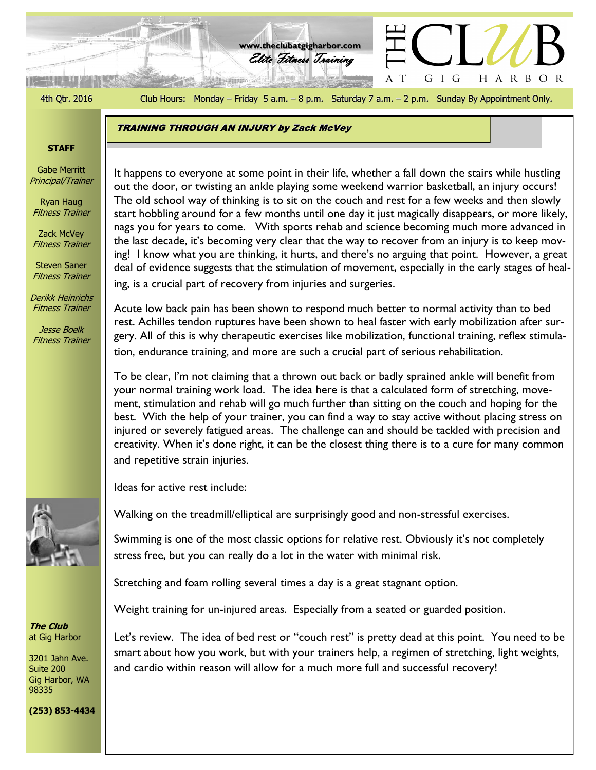www.theclubatgigharbor.com

*Elite Fitness Training*

# THE CLUB AT GIG HARBOR

4th Qtr. 2016

Club Hours: Monday – Friday 5 a.m. – 8 p.m. Saturday 7 a.m. – 2 p.m. Sunday By Appointment Only.

**STAFF**

Gabe Merritt
*Principal/Trainer*

Ryan Haug
*Fitness Trainer*

Zack McVey
*Fitness Trainer*

Steven Saner
*Fitness Trainer*

*Derikk Heinrichs*
*Fitness Trainer*

*Jesse Boelk*
*Fitness Trainer*

## *TRAINING THROUGH AN INJURY by Zack McVey*

It happens to everyone at some point in their life, whether a fall down the stairs while hustling out the door, or twisting an ankle playing some weekend warrior basketball, an injury occurs! The old school way of thinking is to sit on the couch and rest for a few weeks and then slowly start hobbling around for a few months until one day it just magically disappears, or more likely, nags you for years to come. With sports rehab and science becoming much more advanced in the last decade, it's becoming very clear that the way to recover from an injury is to keep moving! I know what you are thinking, it hurts, and there's no arguing that point. However, a great deal of evidence suggests that the stimulation of movement, especially in the early stages of healing, is a crucial part of recovery from injuries and surgeries.

Acute low back pain has been shown to respond much better to normal activity than to bed rest. Achilles tendon ruptures have been shown to heal faster with early mobilization after surgery. All of this is why therapeutic exercises like mobilization, functional training, reflex stimulation, endurance training, and more are such a crucial part of serious rehabilitation.

To be clear, I'm not claiming that a thrown out back or badly sprained ankle will benefit from your normal training work load. The idea here is that a calculated form of stretching, movement, stimulation and rehab will go much further than sitting on the couch and hoping for the best. With the help of your trainer, you can find a way to stay active without placing stress on injured or severely fatigued areas. The challenge can and should be tackled with precision and creativity. When it's done right, it can be the closest thing there is to a cure for many common and repetitive strain injuries.

Ideas for active rest include:

Walking on the treadmill/elliptical are surprisingly good and non-stressful exercises.

Swimming is one of the most classic options for relative rest. Obviously it's not completely stress free, but you can really do a lot in the water with minimal risk.

Stretching and foam rolling several times a day is a great stagnant option.

Weight training for un-injured areas. Especially from a seated or guarded position.

Let's review. The idea of bed rest or "couch rest" is pretty dead at this point. You need to be smart about how you work, but with your trainers help, a regimen of stretching, light weights, and cardio within reason will allow for a much more full and successful recovery!

***The Club*** at Gig Harbor

3201 Jahn Ave.
Suite 200
Gig Harbor, WA
98335

**(253) 853-4434**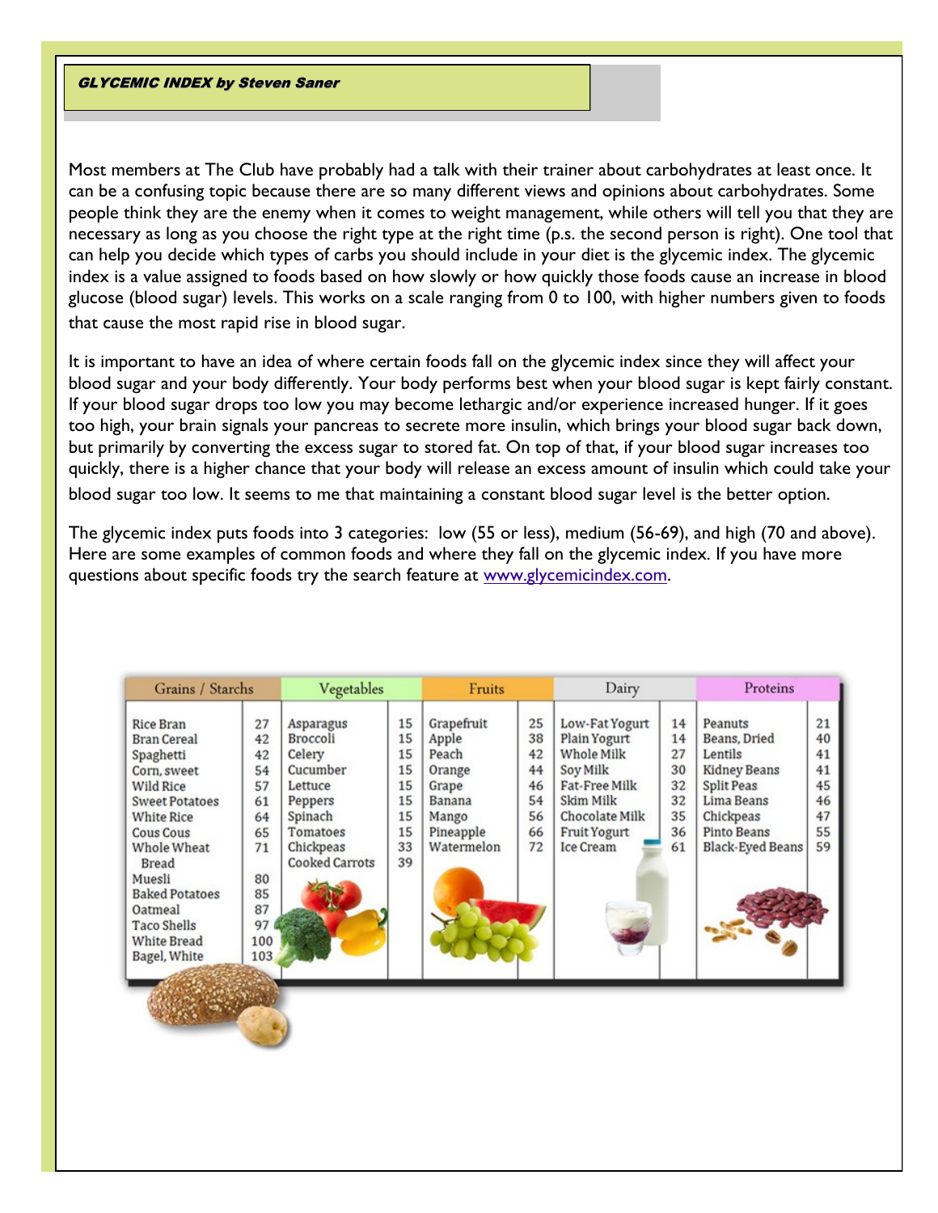## *GLYCEMIC INDEX by Steven Saner*

Most members at The Club have probably had a talk with their trainer about carbohydrates at least once. It can be a confusing topic because there are so many different views and opinions about carbohydrates. Some people think they are the enemy when it comes to weight management, while others will tell you that they are necessary as long as you choose the right type at the right time (p.s. the second person is right). One tool that can help you decide which types of carbs you should include in your diet is the glycemic index. The glycemic index is a value assigned to foods based on how slowly or how quickly those foods cause an increase in blood glucose (blood sugar) levels. This works on a scale ranging from 0 to 100, with higher numbers given to foods that cause the most rapid rise in blood sugar.

It is important to have an idea of where certain foods fall on the glycemic index since they will affect your blood sugar and your body differently. Your body performs best when your blood sugar is kept fairly constant. If your blood sugar drops too low you may become lethargic and/or experience increased hunger. If it goes too high, your brain signals your pancreas to secrete more insulin, which brings your blood sugar back down, but primarily by converting the excess sugar to stored fat. On top of that, if your blood sugar increases too quickly, there is a higher chance that your body will release an excess amount of insulin which could take your blood sugar too low. It seems to me that maintaining a constant blood sugar level is the better option.

The glycemic index puts foods into 3 categories: low (55 or less), medium (56-69), and high (70 and above). Here are some examples of common foods and where they fall on the glycemic index. If you have more questions about specific foods try the search feature at www.glycemicindex.com.

| Grains / Starchs | | Vegetables | | Fruits | | Dairy | | Proteins | |
|---|---|---|---|---|---|---|---|---|---|
| Rice Bran | 27 | Asparagus | 15 | Grapefruit | 25 | Low-Fat Yogurt | 14 | Peanuts | 21 |
| Bran Cereal | 42 | Broccoli | 15 | Apple | 38 | Plain Yogurt | 14 | Beans, Dried | 40 |
| Spaghetti | 42 | Celery | 15 | Peach | 42 | Whole Milk | 27 | Lentils | 41 |
| Corn, sweet | 54 | Cucumber | 15 | Orange | 44 | Soy Milk | 30 | Kidney Beans | 41 |
| Wild Rice | 57 | Lettuce | 15 | Grape | 46 | Fat-Free Milk | 32 | Split Peas | 45 |
| Sweet Potatoes | 61 | Peppers | 15 | Banana | 54 | Skim Milk | 32 | Lima Beans | 46 |
| White Rice | 64 | Spinach | 15 | Mango | 56 | Chocolate Milk | 35 | Chickpeas | 47 |
| Cous Cous | 65 | Tomatoes | 15 | Pineapple | 66 | Fruit Yogurt | 36 | Pinto Beans | 55 |
| Whole Wheat Bread | 71 | Chickpeas | 33 | Watermelon | 72 | Ice Cream | 61 | Black-Eyed Beans | 59 |
| Muesli | 80 | Cooked Carrots | 39 | | | | | | |
| Baked Potatoes | 85 | | | | | | | | |
| Oatmeal | 87 | | | | | | | | |
| Taco Shells | 97 | | | | | | | | |
| White Bread | 100 | | | | | | | | |
| Bagel, White | 103 | | | | | | | | |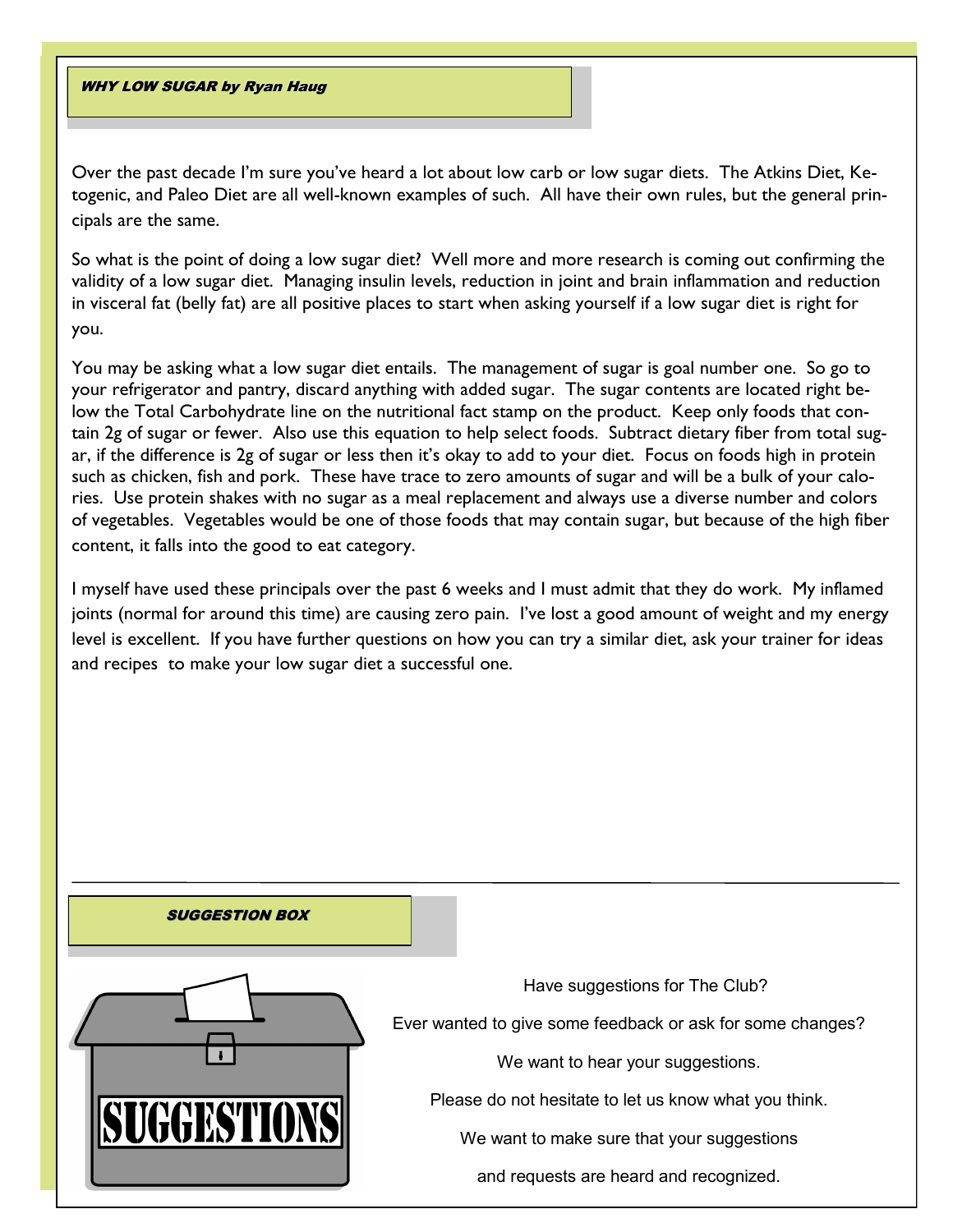## WHY LOW SUGAR by Ryan Haug

Over the past decade I'm sure you've heard a lot about low carb or low sugar diets. The Atkins Diet, Ketogenic, and Paleo Diet are all well-known examples of such. All have their own rules, but the general principals are the same.

So what is the point of doing a low sugar diet? Well more and more research is coming out confirming the validity of a low sugar diet. Managing insulin levels, reduction in joint and brain inflammation and reduction in visceral fat (belly fat) are all positive places to start when asking yourself if a low sugar diet is right for you.

You may be asking what a low sugar diet entails. The management of sugar is goal number one. So go to your refrigerator and pantry, discard anything with added sugar. The sugar contents are located right below the Total Carbohydrate line on the nutritional fact stamp on the product. Keep only foods that contain 2g of sugar or fewer. Also use this equation to help select foods. Subtract dietary fiber from total sugar, if the difference is 2g of sugar or less then it's okay to add to your diet. Focus on foods high in protein such as chicken, fish and pork. These have trace to zero amounts of sugar and will be a bulk of your calories. Use protein shakes with no sugar as a meal replacement and always use a diverse number and colors of vegetables. Vegetables would be one of those foods that may contain sugar, but because of the high fiber content, it falls into the good to eat category.

I myself have used these principals over the past 6 weeks and I must admit that they do work. My inflamed joints (normal for around this time) are causing zero pain. I've lost a good amount of weight and my energy level is excellent. If you have further questions on how you can try a similar diet, ask your trainer for ideas and recipes to make your low sugar diet a successful one.

---

## SUGGESTION BOX

SUGGESTIONS

Have suggestions for The Club?

Ever wanted to give some feedback or ask for some changes?

We want to hear your suggestions.

Please do not hesitate to let us know what you think.

We want to make sure that your suggestions

and requests are heard and recognized.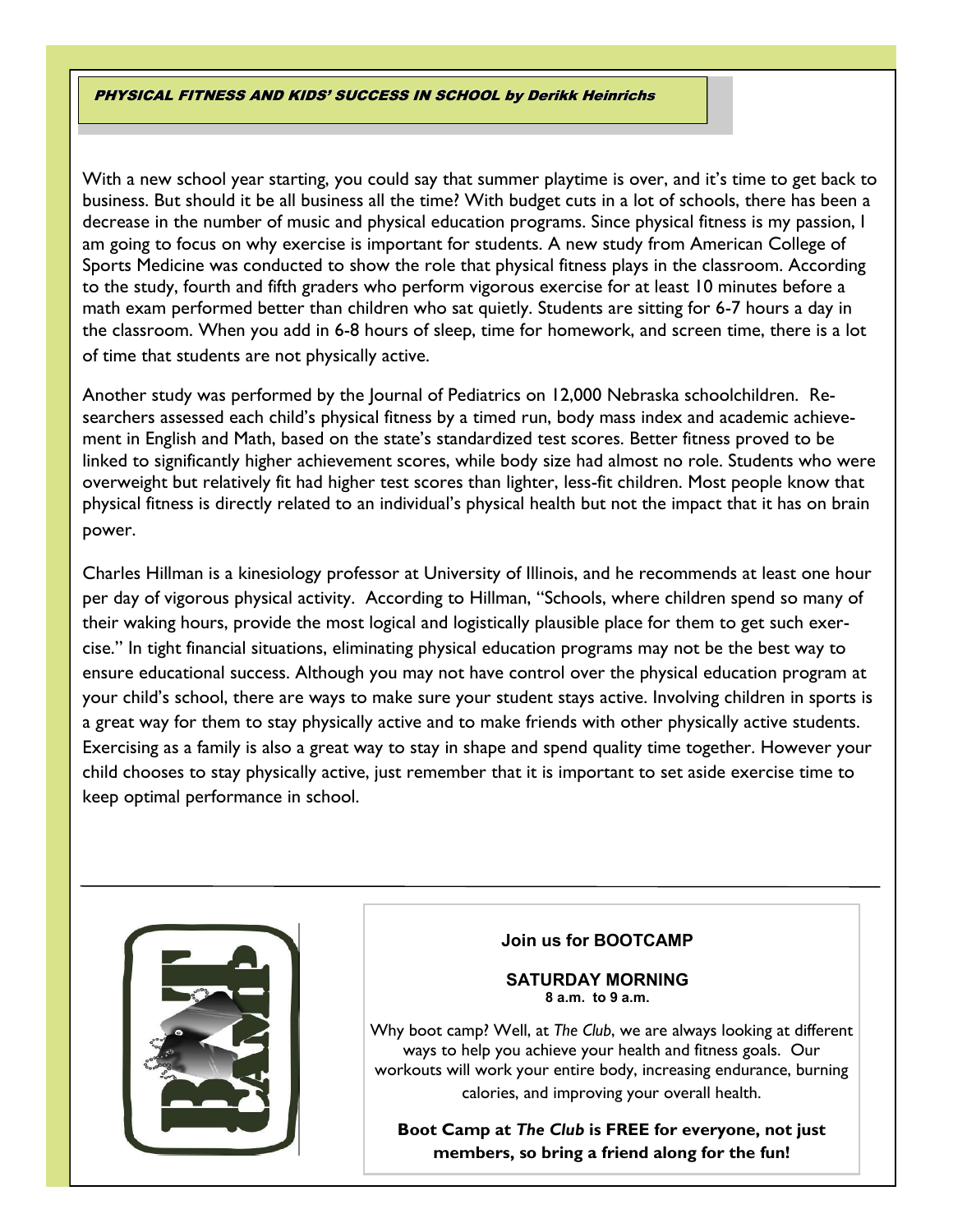## *PHYSICAL FITNESS AND KIDS' SUCCESS IN SCHOOL by Derikk Heinrichs*

With a new school year starting, you could say that summer playtime is over, and it's time to get back to business. But should it be all business all the time? With budget cuts in a lot of schools, there has been a decrease in the number of music and physical education programs. Since physical fitness is my passion, I am going to focus on why exercise is important for students. A new study from American College of Sports Medicine was conducted to show the role that physical fitness plays in the classroom. According to the study, fourth and fifth graders who perform vigorous exercise for at least 10 minutes before a math exam performed better than children who sat quietly. Students are sitting for 6-7 hours a day in the classroom. When you add in 6-8 hours of sleep, time for homework, and screen time, there is a lot of time that students are not physically active.

Another study was performed by the Journal of Pediatrics on 12,000 Nebraska schoolchildren. Researchers assessed each child's physical fitness by a timed run, body mass index and academic achievement in English and Math, based on the state's standardized test scores. Better fitness proved to be linked to significantly higher achievement scores, while body size had almost no role. Students who were overweight but relatively fit had higher test scores than lighter, less-fit children. Most people know that physical fitness is directly related to an individual's physical health but not the impact that it has on brain power.

Charles Hillman is a kinesiology professor at University of Illinois, and he recommends at least one hour per day of vigorous physical activity. According to Hillman, "Schools, where children spend so many of their waking hours, provide the most logical and logistically plausible place for them to get such exercise." In tight financial situations, eliminating physical education programs may not be the best way to ensure educational success. Although you may not have control over the physical education program at your child's school, there are ways to make sure your student stays active. Involving children in sports is a great way for them to stay physically active and to make friends with other physically active students. Exercising as a family is also a great way to stay in shape and spend quality time together. However your child chooses to stay physically active, just remember that it is important to set aside exercise time to keep optimal performance in school.

---

**Join us for BOOTCAMP**

**SATURDAY MORNING**
**8 a.m. to 9 a.m.**

Why boot camp? Well, at *The Club*, we are always looking at different ways to help you achieve your health and fitness goals. Our workouts will work your entire body, increasing endurance, burning calories, and improving your overall health.

**Boot Camp at *The Club* is FREE for everyone, not just members, so bring a friend along for the fun!**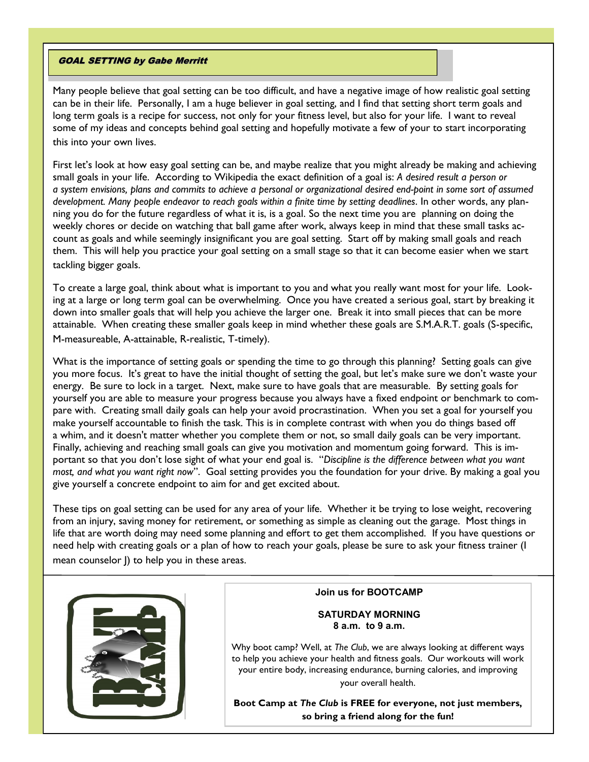## GOAL SETTING by Gabe Merritt

Many people believe that goal setting can be too difficult, and have a negative image of how realistic goal setting can be in their life. Personally, I am a huge believer in goal setting, and I find that setting short term goals and long term goals is a recipe for success, not only for your fitness level, but also for your life. I want to reveal some of my ideas and concepts behind goal setting and hopefully motivate a few of your to start incorporating this into your own lives.

First let's look at how easy goal setting can be, and maybe realize that you might already be making and achieving small goals in your life. According to Wikipedia the exact definition of a goal is: *A desired result a person or a system envisions, plans and commits to achieve a personal or organizational desired end-point in some sort of assumed development. Many people endeavor to reach goals within a finite time by setting deadlines*. In other words, any planning you do for the future regardless of what it is, is a goal. So the next time you are planning on doing the weekly chores or decide on watching that ball game after work, always keep in mind that these small tasks account as goals and while seemingly insignificant you are goal setting. Start off by making small goals and reach them. This will help you practice your goal setting on a small stage so that it can become easier when we start tackling bigger goals.

To create a large goal, think about what is important to you and what you really want most for your life. Looking at a large or long term goal can be overwhelming. Once you have created a serious goal, start by breaking it down into smaller goals that will help you achieve the larger one. Break it into small pieces that can be more attainable. When creating these smaller goals keep in mind whether these goals are S.M.A.R.T. goals (S-specific, M-measureable, A-attainable, R-realistic, T-timely).

What is the importance of setting goals or spending the time to go through this planning? Setting goals can give you more focus. It's great to have the initial thought of setting the goal, but let's make sure we don't waste your energy. Be sure to lock in a target. Next, make sure to have goals that are measurable. By setting goals for yourself you are able to measure your progress because you always have a fixed endpoint or benchmark to compare with. Creating small daily goals can help your avoid procrastination. When you set a goal for yourself you make yourself accountable to finish the task. This is in complete contrast with when you do things based off a whim, and it doesn't matter whether you complete them or not, so small daily goals can be very important. Finally, achieving and reaching small goals can give you motivation and momentum going forward. This is important so that you don't lose sight of what your end goal is. "*Discipline is the difference between what you want most, and what you want right now*". Goal setting provides you the foundation for your drive. By making a goal you give yourself a concrete endpoint to aim for and get excited about.

These tips on goal setting can be used for any area of your life. Whether it be trying to lose weight, recovering from an injury, saving money for retirement, or something as simple as cleaning out the garage. Most things in life that are worth doing may need some planning and effort to get them accomplished. If you have questions or need help with creating goals or a plan of how to reach your goals, please be sure to ask your fitness trainer (I mean counselor J) to help you in these areas.

**Join us for BOOTCAMP**

**SATURDAY MORNING**
**8 a.m. to 9 a.m.**

Why boot camp? Well, at *The Club*, we are always looking at different ways to help you achieve your health and fitness goals. Our workouts will work your entire body, increasing endurance, burning calories, and improving your overall health.

**Boot Camp at *The Club* is FREE for everyone, not just members, so bring a friend along for the fun!**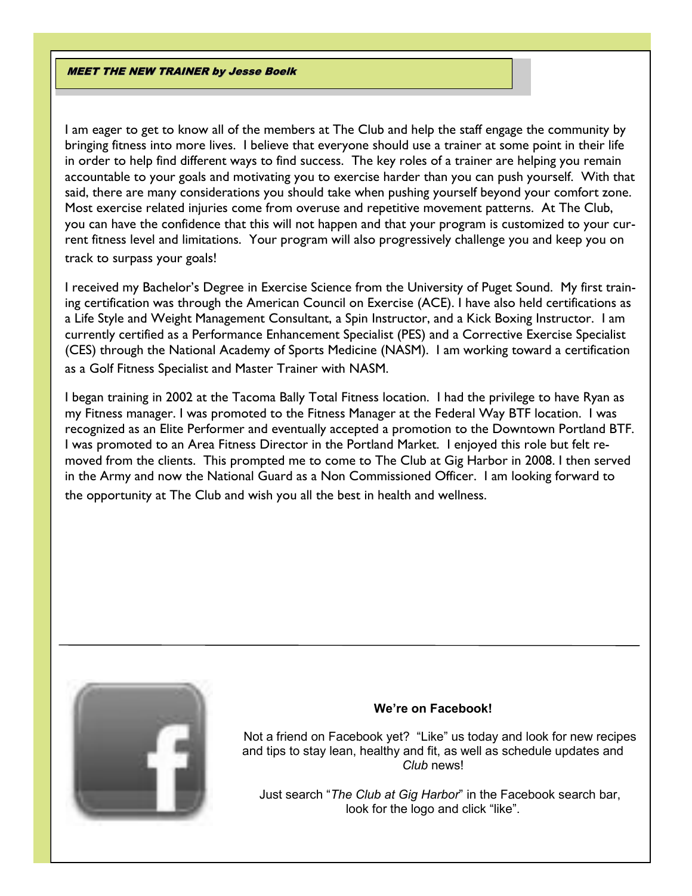## *MEET THE NEW TRAINER by Jesse Boelk*

I am eager to get to know all of the members at The Club and help the staff engage the community by bringing fitness into more lives. I believe that everyone should use a trainer at some point in their life in order to help find different ways to find success. The key roles of a trainer are helping you remain accountable to your goals and motivating you to exercise harder than you can push yourself. With that said, there are many considerations you should take when pushing yourself beyond your comfort zone. Most exercise related injuries come from overuse and repetitive movement patterns. At The Club, you can have the confidence that this will not happen and that your program is customized to your current fitness level and limitations. Your program will also progressively challenge you and keep you on track to surpass your goals!

I received my Bachelor's Degree in Exercise Science from the University of Puget Sound. My first training certification was through the American Council on Exercise (ACE). I have also held certifications as a Life Style and Weight Management Consultant, a Spin Instructor, and a Kick Boxing Instructor. I am currently certified as a Performance Enhancement Specialist (PES) and a Corrective Exercise Specialist (CES) through the National Academy of Sports Medicine (NASM). I am working toward a certification as a Golf Fitness Specialist and Master Trainer with NASM.

I began training in 2002 at the Tacoma Bally Total Fitness location. I had the privilege to have Ryan as my Fitness manager. I was promoted to the Fitness Manager at the Federal Way BTF location. I was recognized as an Elite Performer and eventually accepted a promotion to the Downtown Portland BTF. I was promoted to an Area Fitness Director in the Portland Market. I enjoyed this role but felt removed from the clients. This prompted me to come to The Club at Gig Harbor in 2008. I then served in the Army and now the National Guard as a Non Commissioned Officer. I am looking forward to the opportunity at The Club and wish you all the best in health and wellness.

---

**We're on Facebook!**

Not a friend on Facebook yet? "Like" us today and look for new recipes and tips to stay lean, healthy and fit, as well as schedule updates and *Club* news!

Just search "*The Club at Gig Harbor*" in the Facebook search bar, look for the logo and click "like".